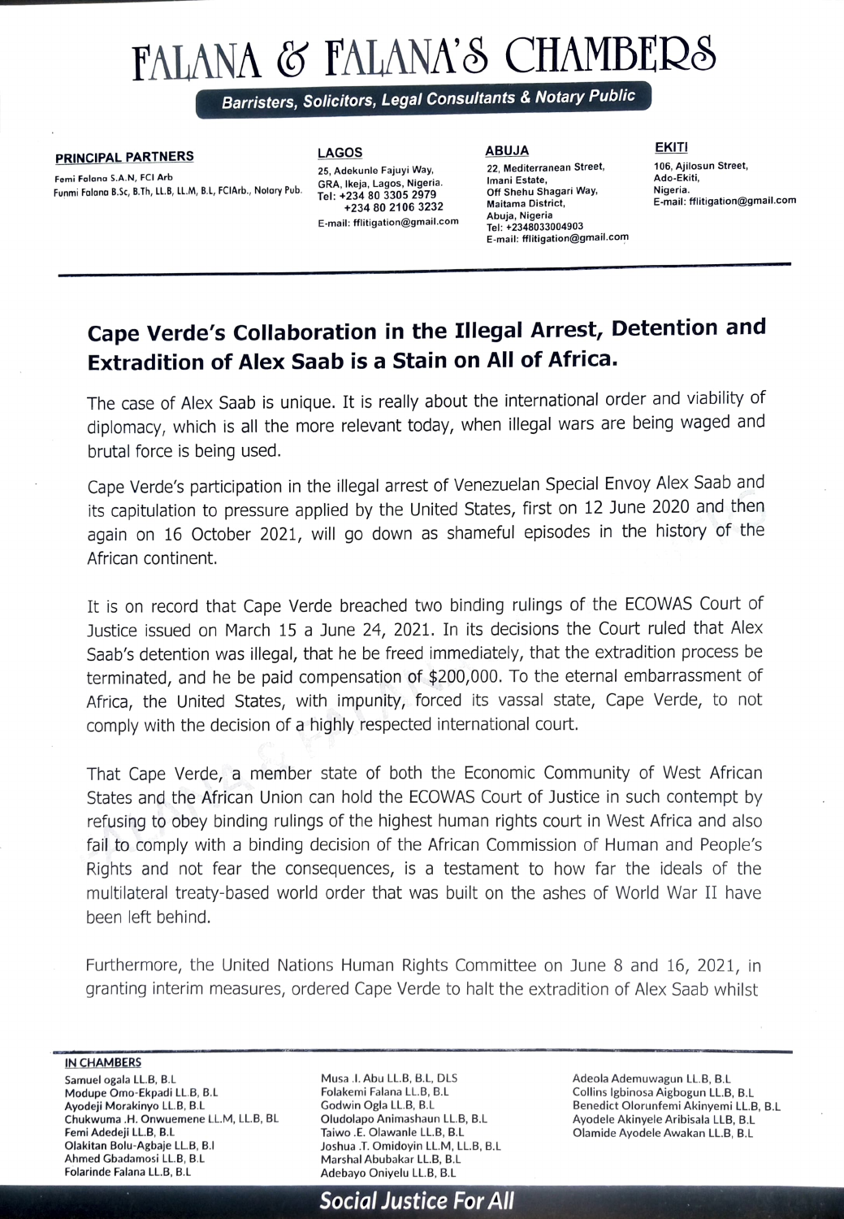# FALANA & FALANA'S CHAMBERS

**Barristers, Solicitors, Legal Consultants & Notary Public**

**PRINCIPAL PARTNERS**

Femi Falana S.A.N, FCI Arb
Funmi Falana B.Sc, B.Th, LL.B, LL.M, B.L, FCIArb., Notary Pub.

**LAGOS**

25, Adekunle Fajuyi Way,
GRA, Ikeja, Lagos, Nigeria.
Tel: +234 80 3305 2979
+234 80 2106 3232
E-mail: fflitigation@gmail.com

**ABUJA**

22, Mediterranean Street,
Imani Estate,
Off Shehu Shagari Way,
Maitama District,
Abuja, Nigeria
Tel: +2348033004903
E-mail: fflitigation@gmail.com

**EKITI**

106, Ajilosun Street,
Ado-Ekiti,
Nigeria.
E-mail: fflitigation@gmail.com

## Cape Verde's Collaboration in the Illegal Arrest, Detention and Extradition of Alex Saab is a Stain on All of Africa.

The case of Alex Saab is unique. It is really about the international order and viability of diplomacy, which is all the more relevant today, when illegal wars are being waged and brutal force is being used.

Cape Verde's participation in the illegal arrest of Venezuelan Special Envoy Alex Saab and its capitulation to pressure applied by the United States, first on 12 June 2020 and then again on 16 October 2021, will go down as shameful episodes in the history of the African continent.

It is on record that Cape Verde breached two binding rulings of the ECOWAS Court of Justice issued on March 15 a June 24, 2021. In its decisions the Court ruled that Alex Saab's detention was illegal, that he be freed immediately, that the extradition process be terminated, and he be paid compensation of $200,000. To the eternal embarrassment of Africa, the United States, with impunity, forced its vassal state, Cape Verde, to not comply with the decision of a highly respected international court.

That Cape Verde, a member state of both the Economic Community of West African States and the African Union can hold the ECOWAS Court of Justice in such contempt by refusing to obey binding rulings of the highest human rights court in West Africa and also fail to comply with a binding decision of the African Commission of Human and People's Rights and not fear the consequences, is a testament to how far the ideals of the multilateral treaty-based world order that was built on the ashes of World War II have been left behind.

Furthermore, the United Nations Human Rights Committee on June 8 and 16, 2021, in granting interim measures, ordered Cape Verde to halt the extradition of Alex Saab whilst

**IN CHAMBERS**

Samuel ogala LL.B, B.L
Modupe Omo-Ekpadi LL.B, B.L
Ayodeji Morakinyo LL.B, B.L
Chukwuma .H. Onwuemene LL.M, LL.B, BL
Femi Adedeji LL.B, B.L
Olakitan Bolu-Agbaje LL.B, B.l
Ahmed Gbadamosi LL.B, B.L
Folarinde Falana LL.B, B.L
Musa .I. Abu LL.B, B.L, DLS
Folakemi Falana LL.B, B.L
Godwin Ogla LL.B, B.L
Oludolapo Animashaun LL.B, B.L
Taiwo .E. Olawanle LL.B, B.L
Joshua .T. Omidoyin LL.M, LL.B, B.L
Marshal Abubakar LL.B, B.L
Adebayo Oniyelu LL.B, B.L
Adeola Ademuwagun LL.B, B.L
Collins Igbinosa Aigbogun LL.B, B.L
Benedict Olorunfemi Akinyemi LL.B, B.L
Ayodele Akinyele Aribisala LLB, B.L
Olamide Ayodele Awakan LL.B, B.L

**Social Justice For All**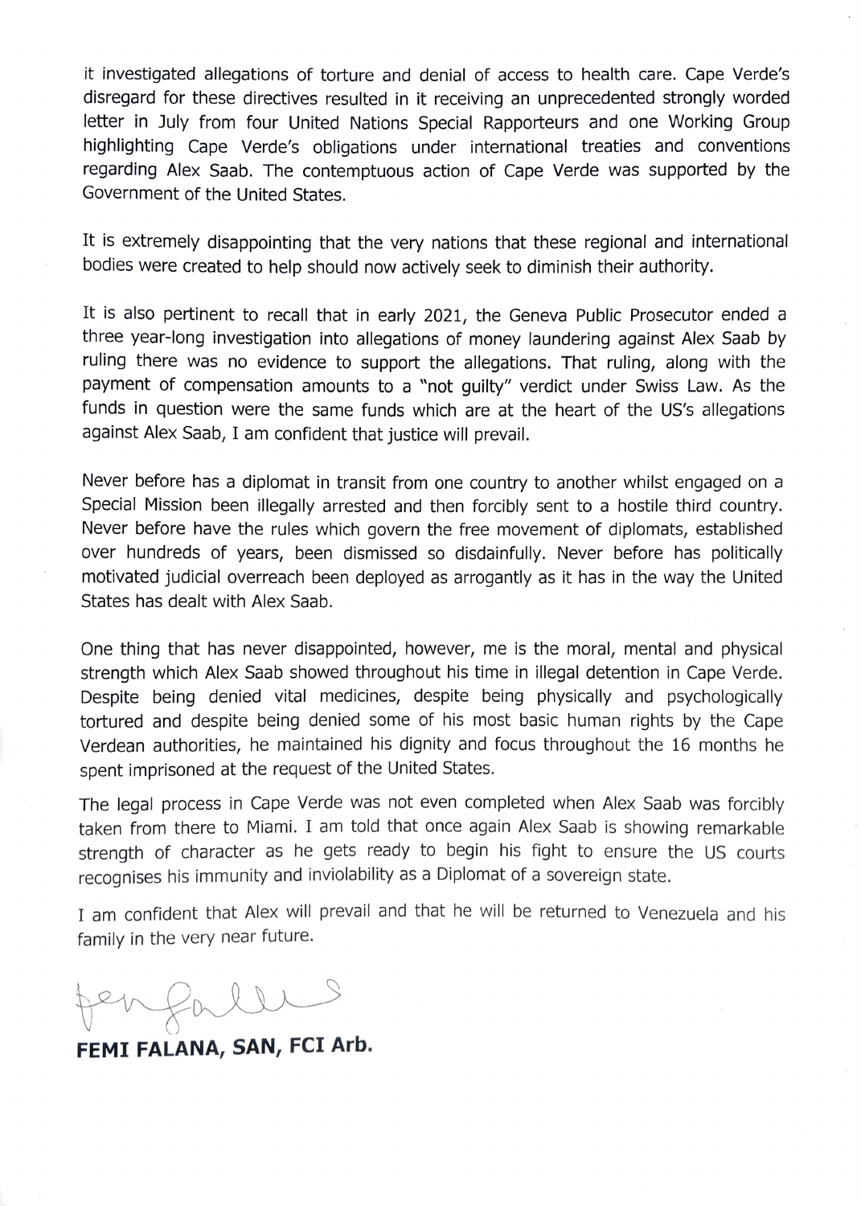it investigated allegations of torture and denial of access to health care. Cape Verde's disregard for these directives resulted in it receiving an unprecedented strongly worded letter in July from four United Nations Special Rapporteurs and one Working Group highlighting Cape Verde's obligations under international treaties and conventions regarding Alex Saab. The contemptuous action of Cape Verde was supported by the Government of the United States.

It is extremely disappointing that the very nations that these regional and international bodies were created to help should now actively seek to diminish their authority.

It is also pertinent to recall that in early 2021, the Geneva Public Prosecutor ended a three year-long investigation into allegations of money laundering against Alex Saab by ruling there was no evidence to support the allegations. That ruling, along with the payment of compensation amounts to a "not guilty" verdict under Swiss Law. As the funds in question were the same funds which are at the heart of the US's allegations against Alex Saab, I am confident that justice will prevail.

Never before has a diplomat in transit from one country to another whilst engaged on a Special Mission been illegally arrested and then forcibly sent to a hostile third country. Never before have the rules which govern the free movement of diplomats, established over hundreds of years, been dismissed so disdainfully. Never before has politically motivated judicial overreach been deployed as arrogantly as it has in the way the United States has dealt with Alex Saab.

One thing that has never disappointed, however, me is the moral, mental and physical strength which Alex Saab showed throughout his time in illegal detention in Cape Verde. Despite being denied vital medicines, despite being physically and psychologically tortured and despite being denied some of his most basic human rights by the Cape Verdean authorities, he maintained his dignity and focus throughout the 16 months he spent imprisoned at the request of the United States.

The legal process in Cape Verde was not even completed when Alex Saab was forcibly taken from there to Miami. I am told that once again Alex Saab is showing remarkable strength of character as he gets ready to begin his fight to ensure the US courts recognises his immunity and inviolability as a Diplomat of a sovereign state.

I am confident that Alex will prevail and that he will be returned to Venezuela and his family in the very near future.

**FEMI FALANA, SAN, FCI Arb.**